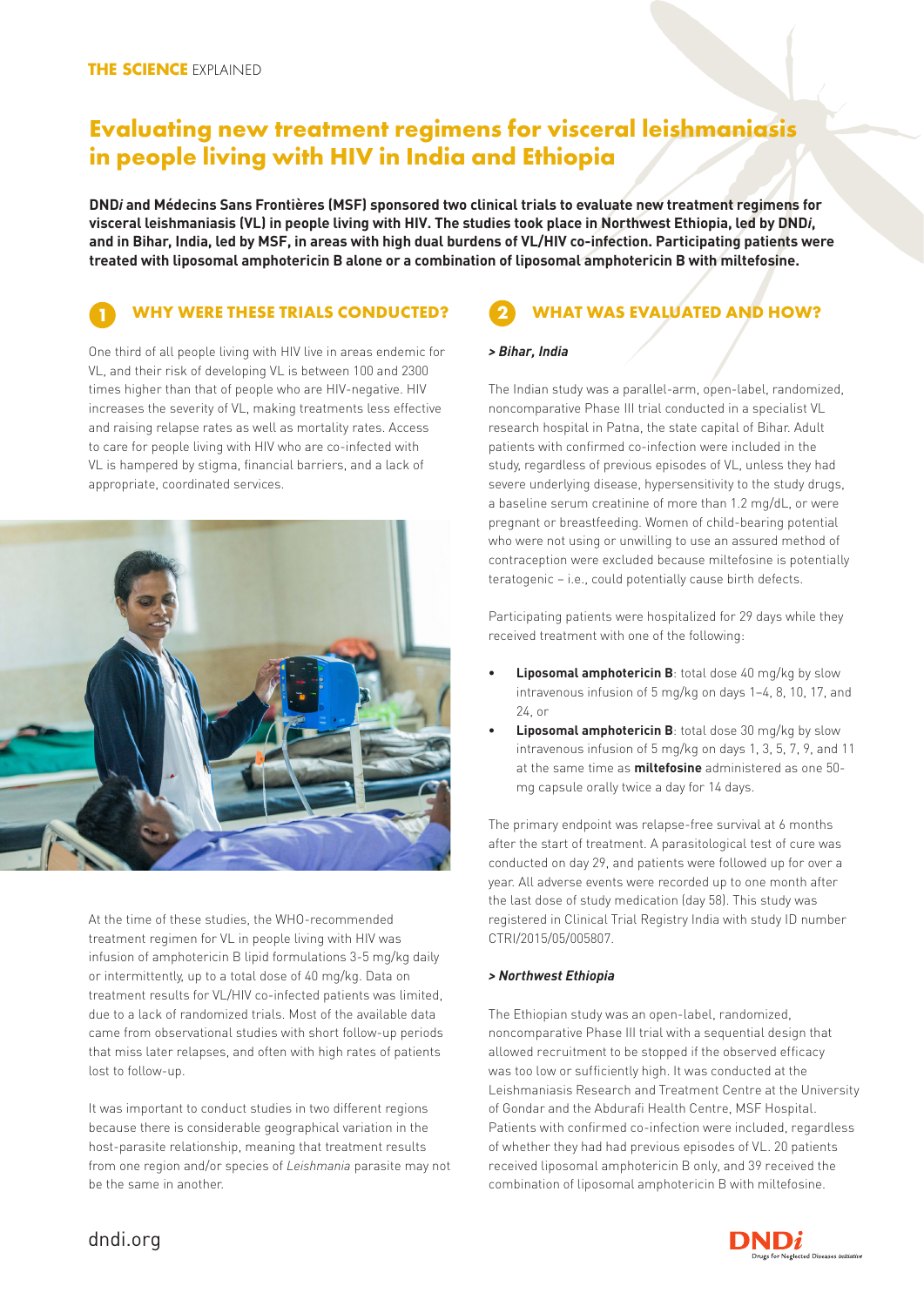THE SCIENCE EXPLAINED

# Evaluating new treatment regimens for visceral leishmaniasis in people living with HIV in India and Ethiopia

**DND*i* and Médecins Sans Frontières (MSF) sponsored two clinical trials to evaluate new treatment regimens for visceral leishmaniasis (VL) in people living with HIV. The studies took place in Northwest Ethiopia, led by DND*i*, and in Bihar, India, led by MSF, in areas with high dual burdens of VL/HIV co-infection. Participating patients were treated with liposomal amphotericin B alone or a combination of liposomal amphotericin B with miltefosine.**

## 1 WHY WERE THESE TRIALS CONDUCTED?

One third of all people living with HIV live in areas endemic for VL, and their risk of developing VL is between 100 and 2300 times higher than that of people who are HIV-negative. HIV increases the severity of VL, making treatments less effective and raising relapse rates as well as mortality rates. Access to care for people living with HIV who are co-infected with VL is hampered by stigma, financial barriers, and a lack of appropriate, coordinated services.

At the time of these studies, the WHO-recommended treatment regimen for VL in people living with HIV was infusion of amphotericin B lipid formulations 3-5 mg/kg daily or intermittently, up to a total dose of 40 mg/kg. Data on treatment results for VL/HIV co-infected patients was limited, due to a lack of randomized trials. Most of the available data came from observational studies with short follow-up periods that miss later relapses, and often with high rates of patients lost to follow-up.

It was important to conduct studies in two different regions because there is considerable geographical variation in the host-parasite relationship, meaning that treatment results from one region and/or species of *Leishmania* parasite may not be the same in another.

## 2 WHAT WAS EVALUATED AND HOW?

### > Bihar, India

The Indian study was a parallel-arm, open-label, randomized, noncomparative Phase III trial conducted in a specialist VL research hospital in Patna, the state capital of Bihar. Adult patients with confirmed co-infection were included in the study, regardless of previous episodes of VL, unless they had severe underlying disease, hypersensitivity to the study drugs, a baseline serum creatinine of more than 1.2 mg/dL, or were pregnant or breastfeeding. Women of child-bearing potential who were not using or unwilling to use an assured method of contraception were excluded because miltefosine is potentially teratogenic – i.e., could potentially cause birth defects.

Participating patients were hospitalized for 29 days while they received treatment with one of the following:

- **Liposomal amphotericin B**: total dose 40 mg/kg by slow intravenous infusion of 5 mg/kg on days 1–4, 8, 10, 17, and 24, or
- **Liposomal amphotericin B**: total dose 30 mg/kg by slow intravenous infusion of 5 mg/kg on days 1, 3, 5, 7, 9, and 11 at the same time as **miltefosine** administered as one 50-mg capsule orally twice a day for 14 days.

The primary endpoint was relapse-free survival at 6 months after the start of treatment. A parasitological test of cure was conducted on day 29, and patients were followed up for over a year. All adverse events were recorded up to one month after the last dose of study medication (day 58). This study was registered in Clinical Trial Registry India with study ID number CTRI/2015/05/005807.

### > Northwest Ethiopia

The Ethiopian study was an open-label, randomized, noncomparative Phase III trial with a sequential design that allowed recruitment to be stopped if the observed efficacy was too low or sufficiently high. It was conducted at the Leishmaniasis Research and Treatment Centre at the University of Gondar and the Abdurafi Health Centre, MSF Hospital. Patients with confirmed co-infection were included, regardless of whether they had had previous episodes of VL. 20 patients received liposomal amphotericin B only, and 39 received the combination of liposomal amphotericin B with miltefosine.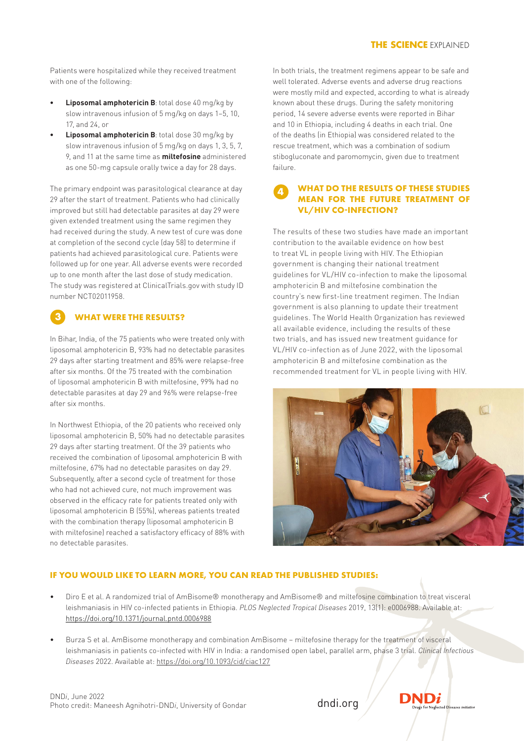Patients were hospitalized while they received treatment with one of the following:

- **Liposomal amphotericin B**: total dose 40 mg/kg by slow intravenous infusion of 5 mg/kg on days 1–5, 10, 17, and 24, or
- **Liposomal amphotericin B**: total dose 30 mg/kg by slow intravenous infusion of 5 mg/kg on days 1, 3, 5, 7, 9, and 11 at the same time as **miltefosine** administered as one 50-mg capsule orally twice a day for 28 days.

The primary endpoint was parasitological clearance at day 29 after the start of treatment. Patients who had clinically improved but still had detectable parasites at day 29 were given extended treatment using the same regimen they had received during the study. A new test of cure was done at completion of the second cycle (day 58) to determine if patients had achieved parasitological cure. Patients were followed up for one year. All adverse events were recorded up to one month after the last dose of study medication. The study was registered at ClinicalTrials.gov with study ID number NCT02011958.

## 3 WHAT WERE THE RESULTS?

In Bihar, India, of the 75 patients who were treated only with liposomal amphotericin B, 93% had no detectable parasites 29 days after starting treatment and 85% were relapse-free after six months. Of the 75 treated with the combination of liposomal amphotericin B with miltefosine, 99% had no detectable parasites at day 29 and 96% were relapse-free after six months.

In Northwest Ethiopia, of the 20 patients who received only liposomal amphotericin B, 50% had no detectable parasites 29 days after starting treatment. Of the 39 patients who received the combination of liposomal amphotericin B with miltefosine, 67% had no detectable parasites on day 29. Subsequently, after a second cycle of treatment for those who had not achieved cure, not much improvement was observed in the efficacy rate for patients treated only with liposomal amphotericin B (55%), whereas patients treated with the combination therapy (liposomal amphotericin B with miltefosine) reached a satisfactory efficacy of 88% with no detectable parasites.

In both trials, the treatment regimens appear to be safe and well tolerated. Adverse events and adverse drug reactions were mostly mild and expected, according to what is already known about these drugs. During the safety monitoring period, 14 severe adverse events were reported in Bihar and 10 in Ethiopia, including 4 deaths in each trial. One of the deaths (in Ethiopia) was considered related to the rescue treatment, which was a combination of sodium stibogluconate and paromomycin, given due to treatment failure.

## 4 WHAT DO THE RESULTS OF THESE STUDIES MEAN FOR THE FUTURE TREATMENT OF VL/HIV CO-INFECTION?

The results of these two studies have made an important contribution to the available evidence on how best to treat VL in people living with HIV. The Ethiopian government is changing their national treatment guidelines for VL/HIV co-infection to make the liposomal amphotericin B and miltefosine combination the country's new first-line treatment regimen. The Indian government is also planning to update their treatment guidelines. The World Health Organization has reviewed all available evidence, including the results of these two trials, and has issued new treatment guidance for VL/HIV co-infection as of June 2022, with the liposomal amphotericin B and miltefosine combination as the recommended treatment for VL in people living with HIV.

## IF YOU WOULD LIKE TO LEARN MORE, YOU CAN READ THE PUBLISHED STUDIES:

- Diro E et al. A randomized trial of AmBisome® monotherapy and AmBisome® and miltefosine combination to treat visceral leishmaniasis in HIV co-infected patients in Ethiopia. *PLOS Neglected Tropical Diseases* 2019, 13(1): e0006988. Available at: https://doi.org/10.1371/journal.pntd.0006988
- Burza S et al. AmBisome monotherapy and combination AmBisome – miltefosine therapy for the treatment of visceral leishmaniasis in patients co-infected with HIV in India: a randomised open label, parallel arm, phase 3 trial. *Clinical Infectious Diseases* 2022. Available at: https://doi.org/10.1093/cid/ciac127

DND*i*, June 2022
Photo credit: Maneesh Agnihotri-DND*i*, University of Gondar